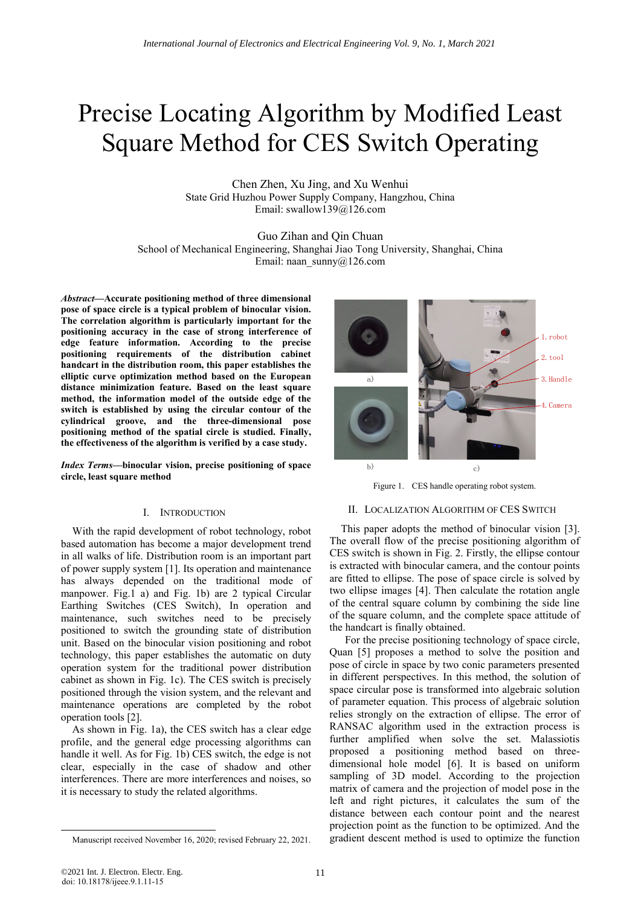# Precise Locating Algorithm by Modified Least Square Method for CES Switch Operating

Chen Zhen, Xu Jing, and Xu Wenhui
State Grid Huzhou Power Supply Company, Hangzhou, China
Email: swallow139@126.com

Guo Zihan and Qin Chuan
School of Mechanical Engineering, Shanghai Jiao Tong University, Shanghai, China
Email: naan_sunny@126.com

***Abstract*—Accurate positioning method of three dimensional pose of space circle is a typical problem of binocular vision. The correlation algorithm is particularly important for the positioning accuracy in the case of strong interference of edge feature information. According to the precise positioning requirements of the distribution cabinet handcart in the distribution room, this paper establishes the elliptic curve optimization method based on the European distance minimization feature. Based on the least square method, the information model of the outside edge of the switch is established by using the circular contour of the cylindrical groove, and the three-dimensional pose positioning method of the spatial circle is studied. Finally, the effectiveness of the algorithm is verified by a case study.**

***Index Terms*—binocular vision, precise positioning of space circle, least square method**

## I. Introduction

With the rapid development of robot technology, robot based automation has become a major development trend in all walks of life. Distribution room is an important part of power supply system [1]. Its operation and maintenance has always depended on the traditional mode of manpower. Fig.1 a) and Fig. 1b) are 2 typical Circular Earthing Switches (CES Switch), In operation and maintenance, such switches need to be precisely positioned to switch the grounding state of distribution unit. Based on the binocular vision positioning and robot technology, this paper establishes the automatic on duty operation system for the traditional power distribution cabinet as shown in Fig. 1c). The CES switch is precisely positioned through the vision system, and the relevant and maintenance operations are completed by the robot operation tools [2].

As shown in Fig. 1a), the CES switch has a clear edge profile, and the general edge processing algorithms can handle it well. As for Fig. 1b) CES switch, the edge is not clear, especially in the case of shadow and other interferences. There are more interferences and noises, so it is necessary to study the related algorithms.

Manuscript received November 16, 2020; revised February 22, 2021.

a) b) c)

1. robot
2. tool
3. Handle
4. Camera

Figure 1. CES handle operating robot system.

## II. Localization Algorithm of CES Switch

This paper adopts the method of binocular vision [3]. The overall flow of the precise positioning algorithm of CES switch is shown in Fig. 2. Firstly, the ellipse contour is extracted with binocular camera, and the contour points are fitted to ellipse. The pose of space circle is solved by two ellipse images [4]. Then calculate the rotation angle of the central square column by combining the side line of the square column, and the complete space attitude of the handcart is finally obtained.

For the precise positioning technology of space circle, Quan [5] proposes a method to solve the position and pose of circle in space by two conic parameters presented in different perspectives. In this method, the solution of space circular pose is transformed into algebraic solution of parameter equation. This process of algebraic solution relies strongly on the extraction of ellipse. The error of RANSAC algorithm used in the extraction process is further amplified when solve the set. Malassiotis proposed a positioning method based on three-dimensional hole model [6]. It is based on uniform sampling of 3D model. According to the projection matrix of camera and the projection of model pose in the left and right pictures, it calculates the sum of the distance between each contour point and the nearest projection point as the function to be optimized. And the gradient descent method is used to optimize the function